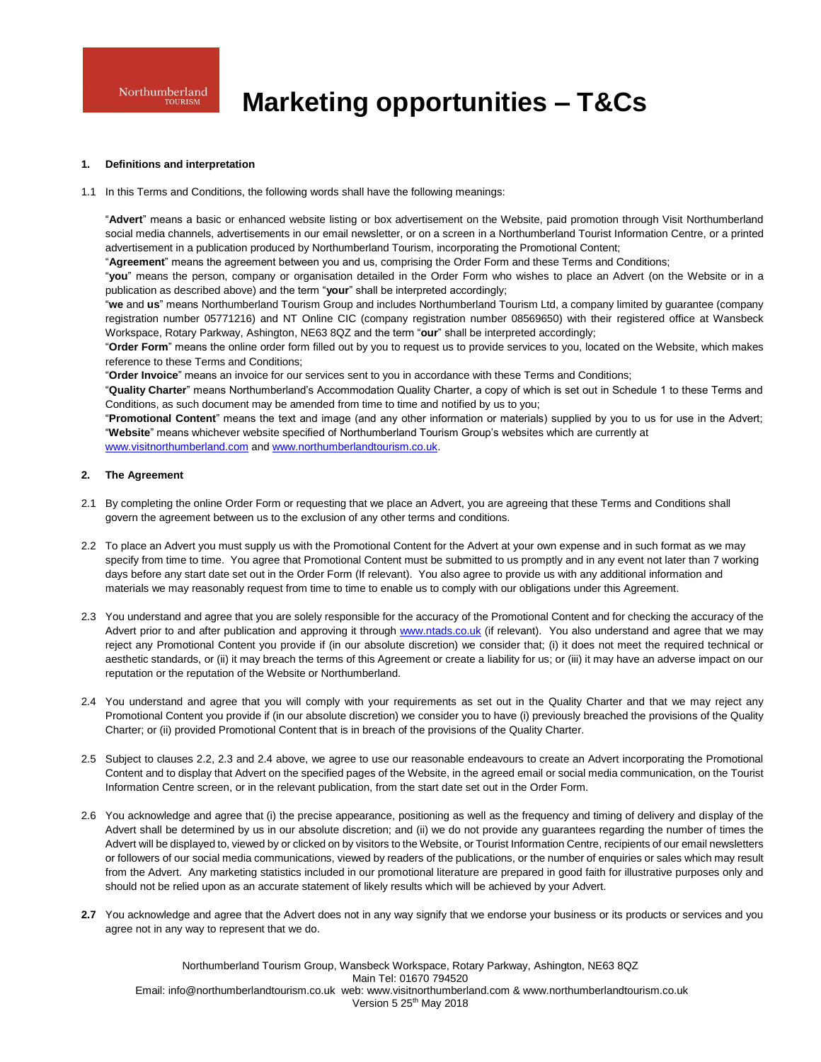Northumberland TOURISM

# Marketing opportunities – T&Cs

## 1. Definitions and interpretation

1.1 In this Terms and Conditions, the following words shall have the following meanings:

"**Advert**" means a basic or enhanced website listing or box advertisement on the Website, paid promotion through Visit Northumberland social media channels, advertisements in our email newsletter, or on a screen in a Northumberland Tourist Information Centre, or a printed advertisement in a publication produced by Northumberland Tourism, incorporating the Promotional Content;

"**Agreement**" means the agreement between you and us, comprising the Order Form and these Terms and Conditions;

"**you**" means the person, company or organisation detailed in the Order Form who wishes to place an Advert (on the Website or in a publication as described above) and the term "**your**" shall be interpreted accordingly;

"**we** and **us**" means Northumberland Tourism Group and includes Northumberland Tourism Ltd, a company limited by guarantee (company registration number 05771216) and NT Online CIC (company registration number 08569650) with their registered office at Wansbeck Workspace, Rotary Parkway, Ashington, NE63 8QZ and the term "**our**" shall be interpreted accordingly;

"**Order Form**" means the online order form filled out by you to request us to provide services to you, located on the Website, which makes reference to these Terms and Conditions;

"**Order Invoice**" means an invoice for our services sent to you in accordance with these Terms and Conditions;

"**Quality Charter**" means Northumberland's Accommodation Quality Charter, a copy of which is set out in Schedule 1 to these Terms and Conditions, as such document may be amended from time to time and notified by us to you;

"**Promotional Content**" means the text and image (and any other information or materials) supplied by you to us for use in the Advert;

"**Website**" means whichever website specified of Northumberland Tourism Group's websites which are currently at www.visitnorthumberland.com and www.northumberlandtourism.co.uk.

## 2. The Agreement

2.1 By completing the online Order Form or requesting that we place an Advert, you are agreeing that these Terms and Conditions shall govern the agreement between us to the exclusion of any other terms and conditions.

2.2 To place an Advert you must supply us with the Promotional Content for the Advert at your own expense and in such format as we may specify from time to time. You agree that Promotional Content must be submitted to us promptly and in any event not later than 7 working days before any start date set out in the Order Form (If relevant). You also agree to provide us with any additional information and materials we may reasonably request from time to time to enable us to comply with our obligations under this Agreement.

2.3 You understand and agree that you are solely responsible for the accuracy of the Promotional Content and for checking the accuracy of the Advert prior to and after publication and approving it through www.ntads.co.uk (if relevant). You also understand and agree that we may reject any Promotional Content you provide if (in our absolute discretion) we consider that; (i) it does not meet the required technical or aesthetic standards, or (ii) it may breach the terms of this Agreement or create a liability for us; or (iii) it may have an adverse impact on our reputation or the reputation of the Website or Northumberland.

2.4 You understand and agree that you will comply with your requirements as set out in the Quality Charter and that we may reject any Promotional Content you provide if (in our absolute discretion) we consider you to have (i) previously breached the provisions of the Quality Charter; or (ii) provided Promotional Content that is in breach of the provisions of the Quality Charter.

2.5 Subject to clauses 2.2, 2.3 and 2.4 above, we agree to use our reasonable endeavours to create an Advert incorporating the Promotional Content and to display that Advert on the specified pages of the Website, in the agreed email or social media communication, on the Tourist Information Centre screen, or in the relevant publication, from the start date set out in the Order Form.

2.6 You acknowledge and agree that (i) the precise appearance, positioning as well as the frequency and timing of delivery and display of the Advert shall be determined by us in our absolute discretion; and (ii) we do not provide any guarantees regarding the number of times the Advert will be displayed to, viewed by or clicked on by visitors to the Website, or Tourist Information Centre, recipients of our email newsletters or followers of our social media communications, viewed by readers of the publications, or the number of enquiries or sales which may result from the Advert. Any marketing statistics included in our promotional literature are prepared in good faith for illustrative purposes only and should not be relied upon as an accurate statement of likely results which will be achieved by your Advert.

**2.7** You acknowledge and agree that the Advert does not in any way signify that we endorse your business or its products or services and you agree not in any way to represent that we do.

Northumberland Tourism Group, Wansbeck Workspace, Rotary Parkway, Ashington, NE63 8QZ
Main Tel: 01670 794520
Email: info@northumberlandtourism.co.uk web: www.visitnorthumberland.com & www.northumberlandtourism.co.uk
Version 5 25th May 2018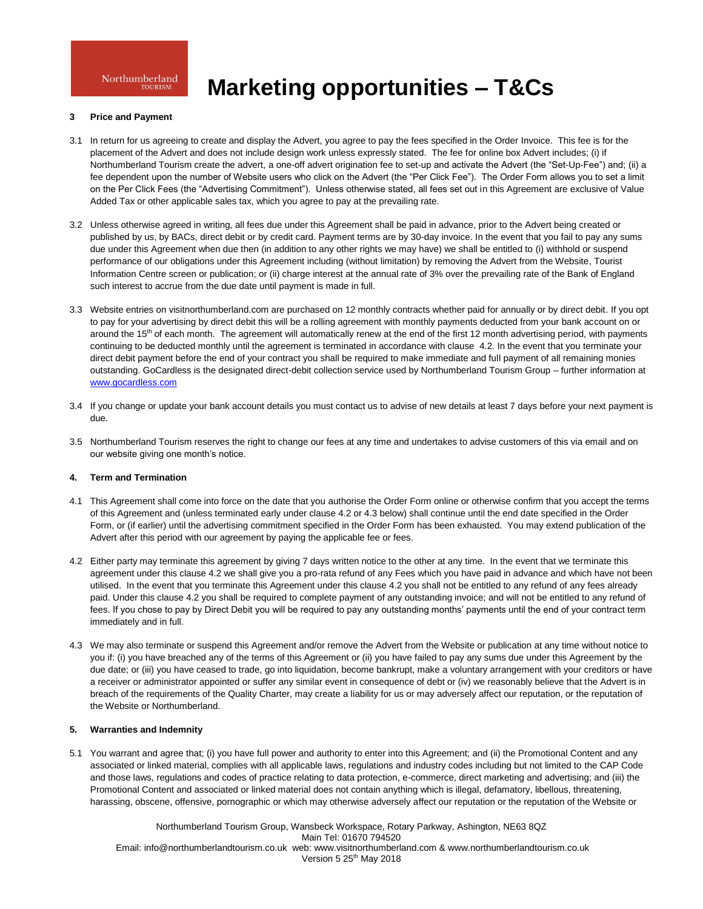# Marketing opportunities – T&Cs

### 3 Price and Payment

3.1 In return for us agreeing to create and display the Advert, you agree to pay the fees specified in the Order Invoice. This fee is for the placement of the Advert and does not include design work unless expressly stated. The fee for online box Advert includes; (i) if Northumberland Tourism create the advert, a one-off advert origination fee to set-up and activate the Advert (the "Set-Up-Fee") and; (ii) a fee dependent upon the number of Website users who click on the Advert (the "Per Click Fee"). The Order Form allows you to set a limit on the Per Click Fees (the "Advertising Commitment"). Unless otherwise stated, all fees set out in this Agreement are exclusive of Value Added Tax or other applicable sales tax, which you agree to pay at the prevailing rate.

3.2 Unless otherwise agreed in writing, all fees due under this Agreement shall be paid in advance, prior to the Advert being created or published by us, by BACs, direct debit or by credit card. Payment terms are by 30-day invoice. In the event that you fail to pay any sums due under this Agreement when due then (in addition to any other rights we may have) we shall be entitled to (i) withhold or suspend performance of our obligations under this Agreement including (without limitation) by removing the Advert from the Website, Tourist Information Centre screen or publication; or (ii) charge interest at the annual rate of 3% over the prevailing rate of the Bank of England such interest to accrue from the due date until payment is made in full.

3.3 Website entries on visitnorthumberland.com are purchased on 12 monthly contracts whether paid for annually or by direct debit. If you opt to pay for your advertising by direct debit this will be a rolling agreement with monthly payments deducted from your bank account on or around the 15th of each month. The agreement will automatically renew at the end of the first 12 month advertising period, with payments continuing to be deducted monthly until the agreement is terminated in accordance with clause 4.2. In the event that you terminate your direct debit payment before the end of your contract you shall be required to make immediate and full payment of all remaining monies outstanding. GoCardless is the designated direct-debit collection service used by Northumberland Tourism Group – further information at www.gocardless.com

3.4 If you change or update your bank account details you must contact us to advise of new details at least 7 days before your next payment is due.

3.5 Northumberland Tourism reserves the right to change our fees at any time and undertakes to advise customers of this via email and on our website giving one month's notice.

### 4. Term and Termination

4.1 This Agreement shall come into force on the date that you authorise the Order Form online or otherwise confirm that you accept the terms of this Agreement and (unless terminated early under clause 4.2 or 4.3 below) shall continue until the end date specified in the Order Form, or (if earlier) until the advertising commitment specified in the Order Form has been exhausted. You may extend publication of the Advert after this period with our agreement by paying the applicable fee or fees.

4.2 Either party may terminate this agreement by giving 7 days written notice to the other at any time. In the event that we terminate this agreement under this clause 4.2 we shall give you a pro-rata refund of any Fees which you have paid in advance and which have not been utilised. In the event that you terminate this Agreement under this clause 4.2 you shall not be entitled to any refund of any fees already paid. Under this clause 4.2 you shall be required to complete payment of any outstanding invoice; and will not be entitled to any refund of fees. If you chose to pay by Direct Debit you will be required to pay any outstanding months' payments until the end of your contract term immediately and in full.

4.3 We may also terminate or suspend this Agreement and/or remove the Advert from the Website or publication at any time without notice to you if: (i) you have breached any of the terms of this Agreement or (ii) you have failed to pay any sums due under this Agreement by the due date; or (iii) you have ceased to trade, go into liquidation, become bankrupt, make a voluntary arrangement with your creditors or have a receiver or administrator appointed or suffer any similar event in consequence of debt or (iv) we reasonably believe that the Advert is in breach of the requirements of the Quality Charter, may create a liability for us or may adversely affect our reputation, or the reputation of the Website or Northumberland.

### 5. Warranties and Indemnity

5.1 You warrant and agree that; (i) you have full power and authority to enter into this Agreement; and (ii) the Promotional Content and any associated or linked material, complies with all applicable laws, regulations and industry codes including but not limited to the CAP Code and those laws, regulations and codes of practice relating to data protection, e-commerce, direct marketing and advertising; and (iii) the Promotional Content and associated or linked material does not contain anything which is illegal, defamatory, libellous, threatening, harassing, obscene, offensive, pornographic or which may otherwise adversely affect our reputation or the reputation of the Website or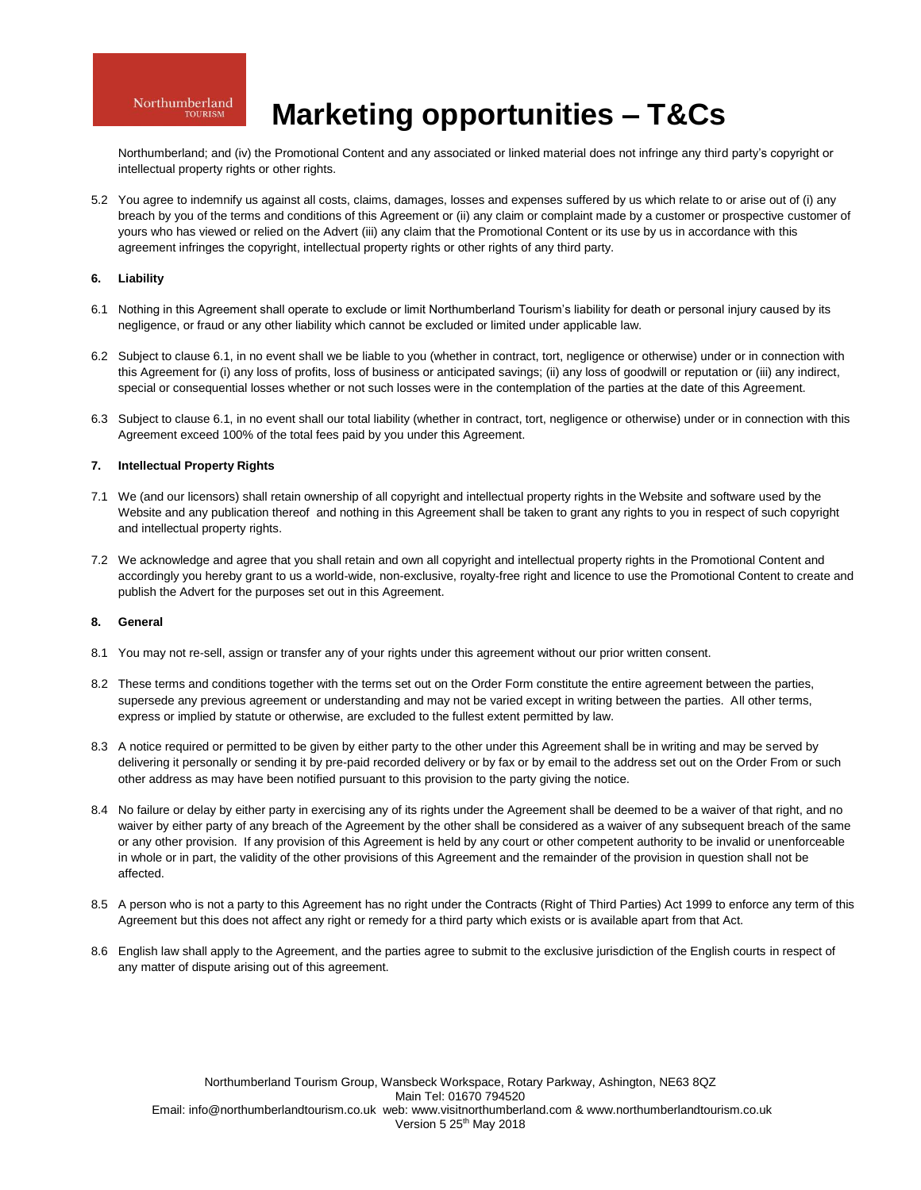Northumberland; and (iv) the Promotional Content and any associated or linked material does not infringe any third party's copyright or intellectual property rights or other rights.

5.2 You agree to indemnify us against all costs, claims, damages, losses and expenses suffered by us which relate to or arise out of (i) any breach by you of the terms and conditions of this Agreement or (ii) any claim or complaint made by a customer or prospective customer of yours who has viewed or relied on the Advert (iii) any claim that the Promotional Content or its use by us in accordance with this agreement infringes the copyright, intellectual property rights or other rights of any third party.

**6. Liability**

6.1 Nothing in this Agreement shall operate to exclude or limit Northumberland Tourism's liability for death or personal injury caused by its negligence, or fraud or any other liability which cannot be excluded or limited under applicable law.

6.2 Subject to clause 6.1, in no event shall we be liable to you (whether in contract, tort, negligence or otherwise) under or in connection with this Agreement for (i) any loss of profits, loss of business or anticipated savings; (ii) any loss of goodwill or reputation or (iii) any indirect, special or consequential losses whether or not such losses were in the contemplation of the parties at the date of this Agreement.

6.3 Subject to clause 6.1, in no event shall our total liability (whether in contract, tort, negligence or otherwise) under or in connection with this Agreement exceed 100% of the total fees paid by you under this Agreement.

**7. Intellectual Property Rights**

7.1 We (and our licensors) shall retain ownership of all copyright and intellectual property rights in the Website and software used by the Website and any publication thereof and nothing in this Agreement shall be taken to grant any rights to you in respect of such copyright and intellectual property rights.

7.2 We acknowledge and agree that you shall retain and own all copyright and intellectual property rights in the Promotional Content and accordingly you hereby grant to us a world-wide, non-exclusive, royalty-free right and licence to use the Promotional Content to create and publish the Advert for the purposes set out in this Agreement.

**8. General**

8.1 You may not re-sell, assign or transfer any of your rights under this agreement without our prior written consent.

8.2 These terms and conditions together with the terms set out on the Order Form constitute the entire agreement between the parties, supersede any previous agreement or understanding and may not be varied except in writing between the parties. All other terms, express or implied by statute or otherwise, are excluded to the fullest extent permitted by law.

8.3 A notice required or permitted to be given by either party to the other under this Agreement shall be in writing and may be served by delivering it personally or sending it by pre-paid recorded delivery or by fax or by email to the address set out on the Order From or such other address as may have been notified pursuant to this provision to the party giving the notice.

8.4 No failure or delay by either party in exercising any of its rights under the Agreement shall be deemed to be a waiver of that right, and no waiver by either party of any breach of the Agreement by the other shall be considered as a waiver of any subsequent breach of the same or any other provision. If any provision of this Agreement is held by any court or other competent authority to be invalid or unenforceable in whole or in part, the validity of the other provisions of this Agreement and the remainder of the provision in question shall not be affected.

8.5 A person who is not a party to this Agreement has no right under the Contracts (Right of Third Parties) Act 1999 to enforce any term of this Agreement but this does not affect any right or remedy for a third party which exists or is available apart from that Act.

8.6 English law shall apply to the Agreement, and the parties agree to submit to the exclusive jurisdiction of the English courts in respect of any matter of dispute arising out of this agreement.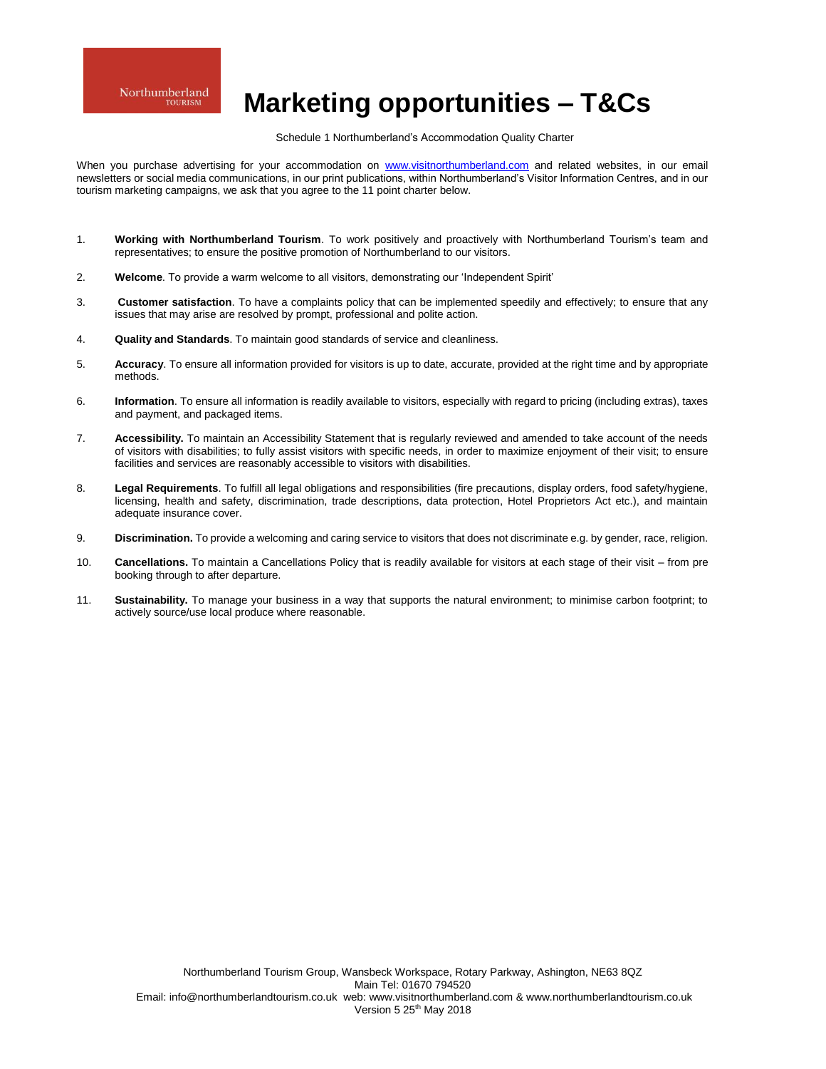Northumberland TOURISM

# Marketing opportunities – T&Cs

Schedule 1 Northumberland's Accommodation Quality Charter

When you purchase advertising for your accommodation on www.visitnorthumberland.com and related websites, in our email newsletters or social media communications, in our print publications, within Northumberland's Visitor Information Centres, and in our tourism marketing campaigns, we ask that you agree to the 11 point charter below.

1. **Working with Northumberland Tourism**. To work positively and proactively with Northumberland Tourism's team and representatives; to ensure the positive promotion of Northumberland to our visitors.
2. **Welcome**. To provide a warm welcome to all visitors, demonstrating our 'Independent Spirit'
3. **Customer satisfaction**. To have a complaints policy that can be implemented speedily and effectively; to ensure that any issues that may arise are resolved by prompt, professional and polite action.
4. **Quality and Standards**. To maintain good standards of service and cleanliness.
5. **Accuracy**. To ensure all information provided for visitors is up to date, accurate, provided at the right time and by appropriate methods.
6. **Information**. To ensure all information is readily available to visitors, especially with regard to pricing (including extras), taxes and payment, and packaged items.
7. **Accessibility.** To maintain an Accessibility Statement that is regularly reviewed and amended to take account of the needs of visitors with disabilities; to fully assist visitors with specific needs, in order to maximize enjoyment of their visit; to ensure facilities and services are reasonably accessible to visitors with disabilities.
8. **Legal Requirements**. To fulfill all legal obligations and responsibilities (fire precautions, display orders, food safety/hygiene, licensing, health and safety, discrimination, trade descriptions, data protection, Hotel Proprietors Act etc.), and maintain adequate insurance cover.
9. **Discrimination.** To provide a welcoming and caring service to visitors that does not discriminate e.g. by gender, race, religion.
10. **Cancellations.** To maintain a Cancellations Policy that is readily available for visitors at each stage of their visit – from pre booking through to after departure.
11. **Sustainability.** To manage your business in a way that supports the natural environment; to minimise carbon footprint; to actively source/use local produce where reasonable.

Northumberland Tourism Group, Wansbeck Workspace, Rotary Parkway, Ashington, NE63 8QZ
Main Tel: 01670 794520
Email: info@northumberlandtourism.co.uk web: www.visitnorthumberland.com & www.northumberlandtourism.co.uk
Version 5 25th May 2018